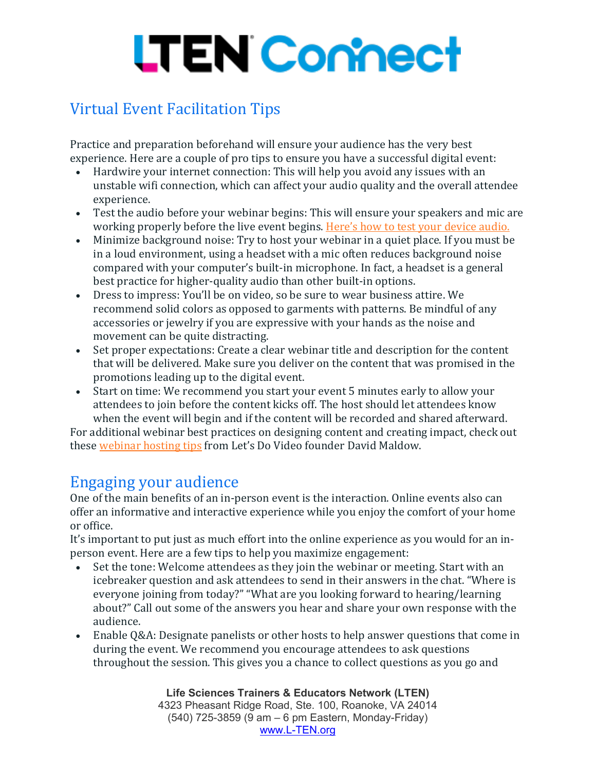# LTEN Connect

## Virtual Event Facilitation Tips

Practice and preparation beforehand will ensure your audience has the very best experience. Here are a couple of pro tips to ensure you have a successful digital event:

- Hardwire your internet connection: This will help you avoid any issues with an unstable wifi connection, which can affect your audio quality and the overall attendee experience.
- Test the audio before your webinar begins: This will ensure your speakers and mic are working properly before the live event begins. Here's how to test your device audio.
- Minimize background noise: Try to host your webinar in a quiet place. If you must be in a loud environment, using a headset with a mic often reduces background noise compared with your computer's built-in microphone. In fact, a headset is a general best practice for higher-quality audio than other built-in options.
- Dress to impress: You'll be on video, so be sure to wear business attire. We recommend solid colors as opposed to garments with patterns. Be mindful of any accessories or jewelry if you are expressive with your hands as the noise and movement can be quite distracting.
- Set proper expectations: Create a clear webinar title and description for the content that will be delivered. Make sure you deliver on the content that was promised in the promotions leading up to the digital event.
- Start on time: We recommend you start your event 5 minutes early to allow your attendees to join before the content kicks off. The host should let attendees know when the event will begin and if the content will be recorded and shared afterward.

For additional webinar best practices on designing content and creating impact, check out these webinar hosting tips from Let's Do Video founder David Maldow.

## Engaging your audience

One of the main benefits of an in-person event is the interaction. Online events also can offer an informative and interactive experience while you enjoy the comfort of your home or office.

It's important to put just as much effort into the online experience as you would for an in-person event. Here are a few tips to help you maximize engagement:

- Set the tone: Welcome attendees as they join the webinar or meeting. Start with an icebreaker question and ask attendees to send in their answers in the chat. "Where is everyone joining from today?" "What are you looking forward to hearing/learning about?" Call out some of the answers you hear and share your own response with the audience.
- Enable Q&A: Designate panelists or other hosts to help answer questions that come in during the event. We recommend you encourage attendees to ask questions throughout the session. This gives you a chance to collect questions as you go and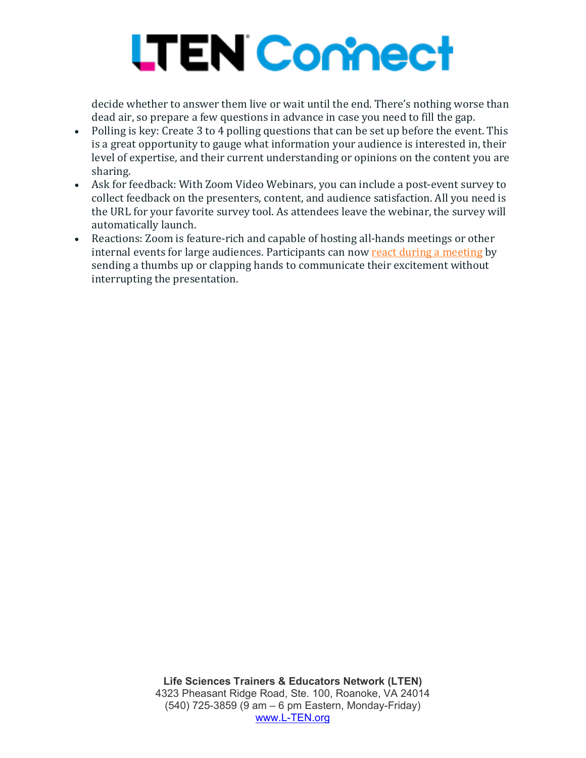decide whether to answer them live or wait until the end. There's nothing worse than dead air, so prepare a few questions in advance in case you need to fill the gap.

- Polling is key: Create 3 to 4 polling questions that can be set up before the event. This is a great opportunity to gauge what information your audience is interested in, their level of expertise, and their current understanding or opinions on the content you are sharing.
- Ask for feedback: With Zoom Video Webinars, you can include a post-event survey to collect feedback on the presenters, content, and audience satisfaction. All you need is the URL for your favorite survey tool. As attendees leave the webinar, the survey will automatically launch.
- Reactions: Zoom is feature-rich and capable of hosting all-hands meetings or other internal events for large audiences. Participants can now react during a meeting by sending a thumbs up or clapping hands to communicate their excitement without interrupting the presentation.